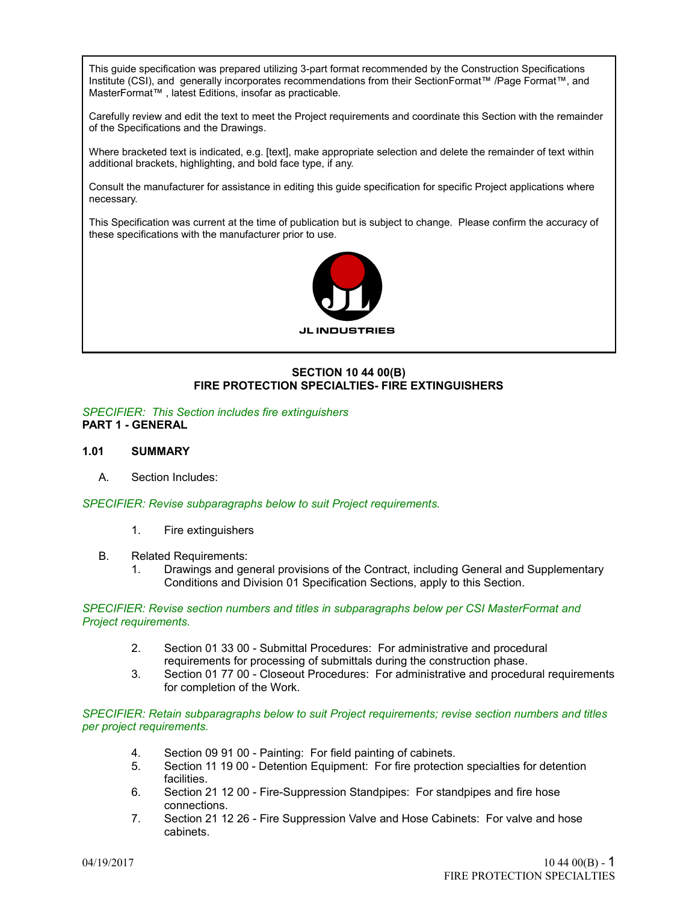This guide specification was prepared utilizing 3-part format recommended by the Construction Specifications Institute (CSI), and generally incorporates recommendations from their SectionFormat™ /Page Format™, and MasterFormat™ , latest Editions, insofar as practicable.

Carefully review and edit the text to meet the Project requirements and coordinate this Section with the remainder of the Specifications and the Drawings.

Where bracketed text is indicated, e.g. [text], make appropriate selection and delete the remainder of text within additional brackets, highlighting, and bold face type, if any.

Consult the manufacturer for assistance in editing this guide specification for specific Project applications where necessary.

This Specification was current at the time of publication but is subject to change. Please confirm the accuracy of these specifications with the manufacturer prior to use.

JL INDUSTRIES

# SECTION 10 44 00(B)
# FIRE PROTECTION SPECIALTIES- FIRE EXTINGUISHERS

*SPECIFIER: This Section includes fire extinguishers*

## PART 1 - GENERAL

### 1.01 SUMMARY

A. Section Includes:

*SPECIFIER: Revise subparagraphs below to suit Project requirements.*

1. Fire extinguishers

B. Related Requirements:

1. Drawings and general provisions of the Contract, including General and Supplementary Conditions and Division 01 Specification Sections, apply to this Section.

*SPECIFIER: Revise section numbers and titles in subparagraphs below per CSI MasterFormat and Project requirements.*

2. Section 01 33 00 - Submittal Procedures: For administrative and procedural requirements for processing of submittals during the construction phase.
3. Section 01 77 00 - Closeout Procedures: For administrative and procedural requirements for completion of the Work.

*SPECIFIER: Retain subparagraphs below to suit Project requirements; revise section numbers and titles per project requirements.*

4. Section 09 91 00 - Painting: For field painting of cabinets.
5. Section 11 19 00 - Detention Equipment: For fire protection specialties for detention facilities.
6. Section 21 12 00 - Fire-Suppression Standpipes: For standpipes and fire hose connections.
7. Section 21 12 26 - Fire Suppression Valve and Hose Cabinets: For valve and hose cabinets.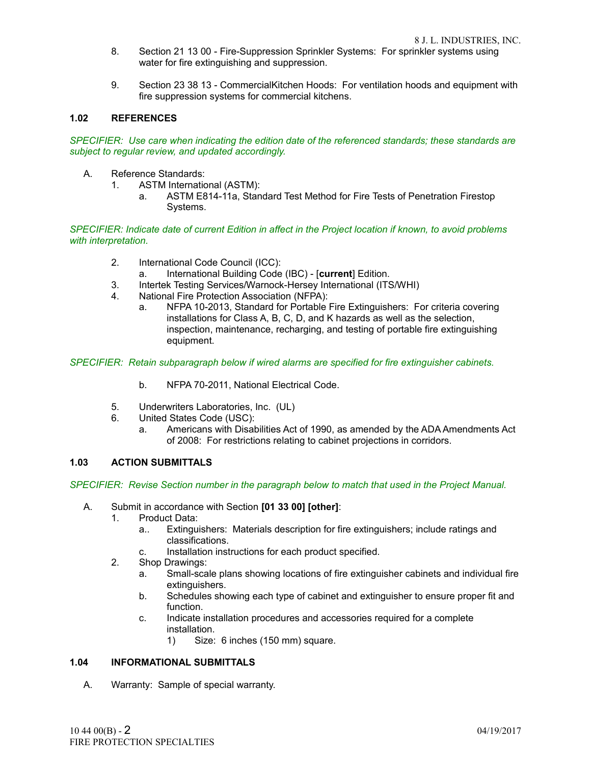8. Section 21 13 00 - Fire-Suppression Sprinkler Systems: For sprinkler systems using water for fire extinguishing and suppression.

9. Section 23 38 13 - CommercialKitchen Hoods: For ventilation hoods and equipment with fire suppression systems for commercial kitchens.

### 1.02 REFERENCES

*SPECIFIER: Use care when indicating the edition date of the referenced standards; these standards are subject to regular review, and updated accordingly.*

A. Reference Standards:
   1. ASTM International (ASTM):
      a. ASTM E814-11a, Standard Test Method for Fire Tests of Penetration Firestop Systems.

*SPECIFIER: Indicate date of current Edition in affect in the Project location if known, to avoid problems with interpretation.*

   2. International Code Council (ICC):
      a. International Building Code (IBC) - [**current**] Edition.
   3. Intertek Testing Services/Warnock-Hersey International (ITS/WHI)
   4. National Fire Protection Association (NFPA):
      a. NFPA 10-2013, Standard for Portable Fire Extinguishers: For criteria covering installations for Class A, B, C, D, and K hazards as well as the selection, inspection, maintenance, recharging, and testing of portable fire extinguishing equipment.

*SPECIFIER: Retain subparagraph below if wired alarms are specified for fire extinguisher cabinets.*

      b. NFPA 70-2011, National Electrical Code.

   5. Underwriters Laboratories, Inc. (UL)
   6. United States Code (USC):
      a. Americans with Disabilities Act of 1990, as amended by the ADA Amendments Act of 2008: For restrictions relating to cabinet projections in corridors.

### 1.03 ACTION SUBMITTALS

*SPECIFIER: Revise Section number in the paragraph below to match that used in the Project Manual.*

A. Submit in accordance with Section **[01 33 00] [other]**:
   1. Product Data:
      a.. Extinguishers: Materials description for fire extinguishers; include ratings and classifications.
      c. Installation instructions for each product specified.
   2. Shop Drawings:
      a. Small-scale plans showing locations of fire extinguisher cabinets and individual fire extinguishers.
      b. Schedules showing each type of cabinet and extinguisher to ensure proper fit and function.
      c. Indicate installation procedures and accessories required for a complete installation.
         1) Size: 6 inches (150 mm) square.

### 1.04 INFORMATIONAL SUBMITTALS

A. Warranty: Sample of special warranty.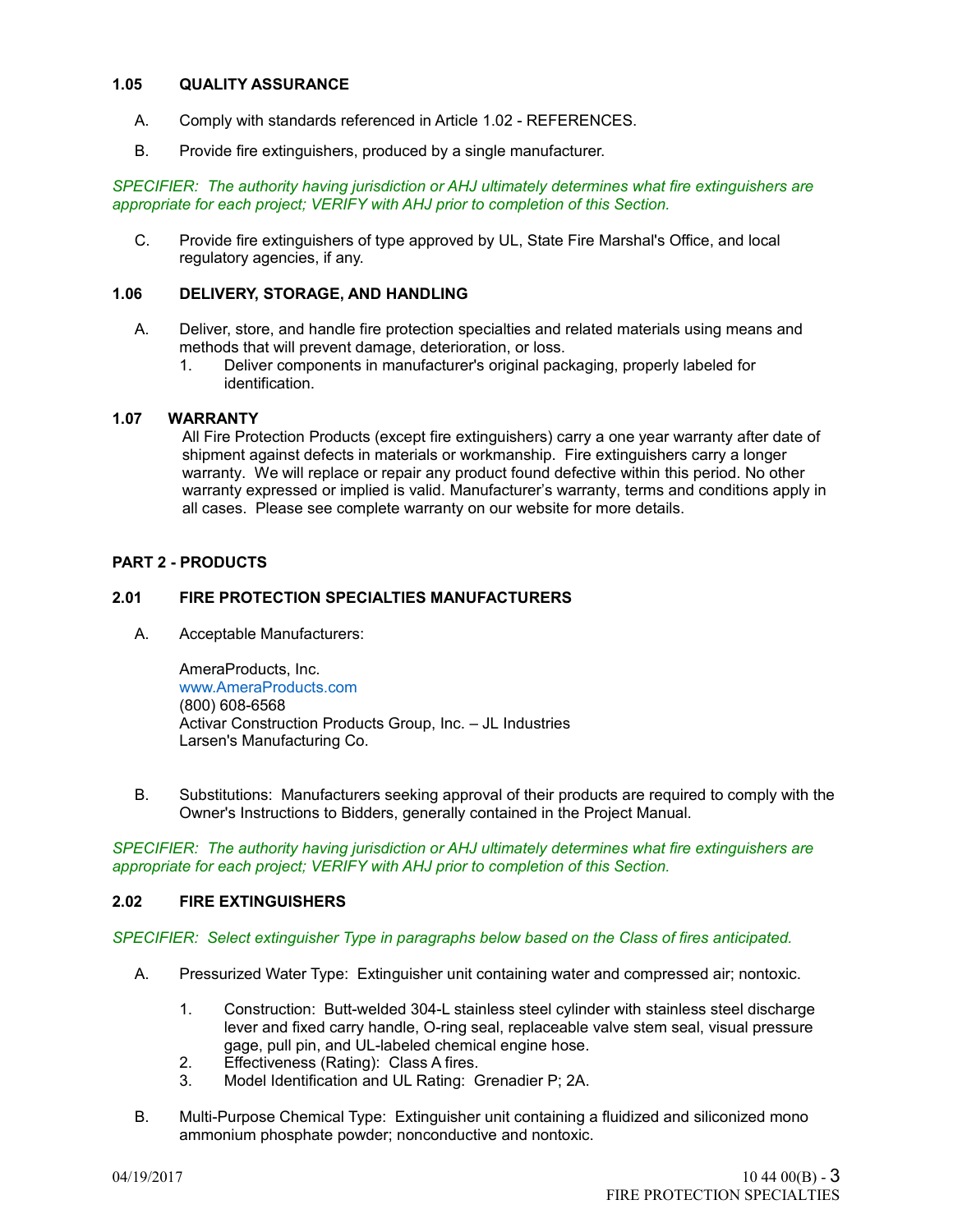### 1.05 QUALITY ASSURANCE

A. Comply with standards referenced in Article 1.02 - REFERENCES.

B. Provide fire extinguishers, produced by a single manufacturer.

*SPECIFIER: The authority having jurisdiction or AHJ ultimately determines what fire extinguishers are appropriate for each project; VERIFY with AHJ prior to completion of this Section.*

C. Provide fire extinguishers of type approved by UL, State Fire Marshal's Office, and local regulatory agencies, if any.

### 1.06 DELIVERY, STORAGE, AND HANDLING

A. Deliver, store, and handle fire protection specialties and related materials using means and methods that will prevent damage, deterioration, or loss.
   1. Deliver components in manufacturer's original packaging, properly labeled for identification.

### 1.07 WARRANTY

All Fire Protection Products (except fire extinguishers) carry a one year warranty after date of shipment against defects in materials or workmanship. Fire extinguishers carry a longer warranty. We will replace or repair any product found defective within this period. No other warranty expressed or implied is valid. Manufacturer's warranty, terms and conditions apply in all cases. Please see complete warranty on our website for more details.

## PART 2 - PRODUCTS

### 2.01 FIRE PROTECTION SPECIALTIES MANUFACTURERS

A. Acceptable Manufacturers:

AmeraProducts, Inc.
www.AmeraProducts.com
(800) 608-6568
Activar Construction Products Group, Inc. – JL Industries
Larsen's Manufacturing Co.

B. Substitutions: Manufacturers seeking approval of their products are required to comply with the Owner's Instructions to Bidders, generally contained in the Project Manual.

*SPECIFIER: The authority having jurisdiction or AHJ ultimately determines what fire extinguishers are appropriate for each project; VERIFY with AHJ prior to completion of this Section.*

### 2.02 FIRE EXTINGUISHERS

*SPECIFIER: Select extinguisher Type in paragraphs below based on the Class of fires anticipated.*

A. Pressurized Water Type: Extinguisher unit containing water and compressed air; nontoxic.

   1. Construction: Butt-welded 304-L stainless steel cylinder with stainless steel discharge lever and fixed carry handle, O-ring seal, replaceable valve stem seal, visual pressure gage, pull pin, and UL-labeled chemical engine hose.
   2. Effectiveness (Rating): Class A fires.
   3. Model Identification and UL Rating: Grenadier P; 2A.

B. Multi-Purpose Chemical Type: Extinguisher unit containing a fluidized and siliconized mono ammonium phosphate powder; nonconductive and nontoxic.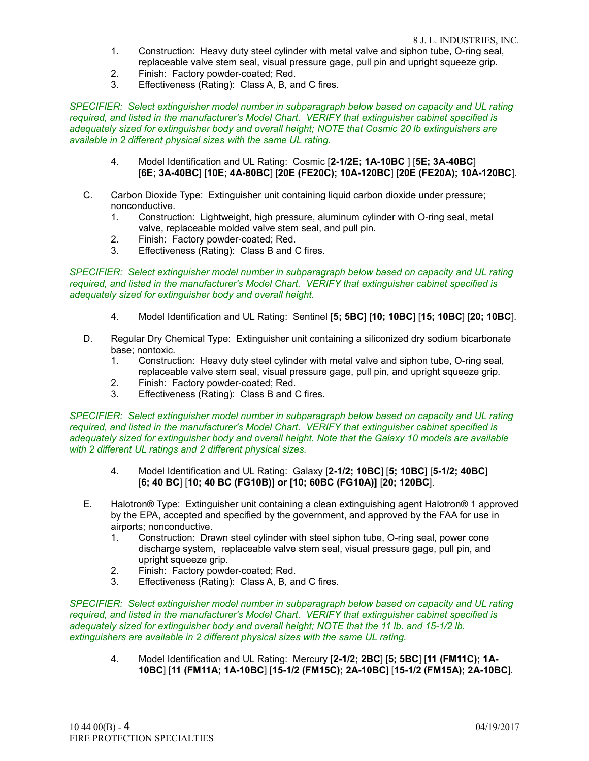1. Construction: Heavy duty steel cylinder with metal valve and siphon tube, O-ring seal, replaceable valve stem seal, visual pressure gage, pull pin and upright squeeze grip.
2. Finish: Factory powder-coated; Red.
3. Effectiveness (Rating): Class A, B, and C fires.

*SPECIFIER: Select extinguisher model number in subparagraph below based on capacity and UL rating required, and listed in the manufacturer's Model Chart. VERIFY that extinguisher cabinet specified is adequately sized for extinguisher body and overall height; NOTE that Cosmic 20 lb extinguishers are available in 2 different physical sizes with the same UL rating.*

4. Model Identification and UL Rating: Cosmic [**2-1/2E; 1A-10BC** ] [**5E; 3A-40BC**] [**6E; 3A-40BC**] [**10E; 4A-80BC**] [**20E (FE20C); 10A-120BC**] [**20E (FE20A); 10A-120BC**].

C. Carbon Dioxide Type: Extinguisher unit containing liquid carbon dioxide under pressure; nonconductive.
   1. Construction: Lightweight, high pressure, aluminum cylinder with O-ring seal, metal valve, replaceable molded valve stem seal, and pull pin.
   2. Finish: Factory powder-coated; Red.
   3. Effectiveness (Rating): Class B and C fires.

*SPECIFIER: Select extinguisher model number in subparagraph below based on capacity and UL rating required, and listed in the manufacturer's Model Chart. VERIFY that extinguisher cabinet specified is adequately sized for extinguisher body and overall height.*

4. Model Identification and UL Rating: Sentinel [**5; 5BC**] [**10; 10BC**] [**15; 10BC**] [**20; 10BC**].

D. Regular Dry Chemical Type: Extinguisher unit containing a siliconized dry sodium bicarbonate base; nontoxic.
   1. Construction: Heavy duty steel cylinder with metal valve and siphon tube, O-ring seal, replaceable valve stem seal, visual pressure gage, pull pin, and upright squeeze grip.
   2. Finish: Factory powder-coated; Red.
   3. Effectiveness (Rating): Class B and C fires.

*SPECIFIER: Select extinguisher model number in subparagraph below based on capacity and UL rating required, and listed in the manufacturer's Model Chart. VERIFY that extinguisher cabinet specified is adequately sized for extinguisher body and overall height. Note that the Galaxy 10 models are available with 2 different UL ratings and 2 different physical sizes.*

4. Model Identification and UL Rating: Galaxy [**2-1/2; 10BC**] [**5; 10BC**] [**5-1/2; 40BC**] [**6; 40 BC**] [**10; 40 BC (FG10B)] or [10; 60BC (FG10A)]** [**20; 120BC**].

E. Halotron® Type: Extinguisher unit containing a clean extinguishing agent Halotron® 1 approved by the EPA, accepted and specified by the government, and approved by the FAA for use in airports; nonconductive.
   1. Construction: Drawn steel cylinder with steel siphon tube, O-ring seal, power cone discharge system, replaceable valve stem seal, visual pressure gage, pull pin, and upright squeeze grip.
   2. Finish: Factory powder-coated; Red.
   3. Effectiveness (Rating): Class A, B, and C fires.

*SPECIFIER: Select extinguisher model number in subparagraph below based on capacity and UL rating required, and listed in the manufacturer's Model Chart. VERIFY that extinguisher cabinet specified is adequately sized for extinguisher body and overall height; NOTE that the 11 lb. and 15-1/2 lb. extinguishers are available in 2 different physical sizes with the same UL rating.*

4. Model Identification and UL Rating: Mercury [**2-1/2; 2BC**] [**5; 5BC**] [**11 (FM11C); 1A-10BC**] [**11 (FM11A; 1A-10BC**] [**15-1/2 (FM15C); 2A-10BC**] [**15-1/2 (FM15A); 2A-10BC**].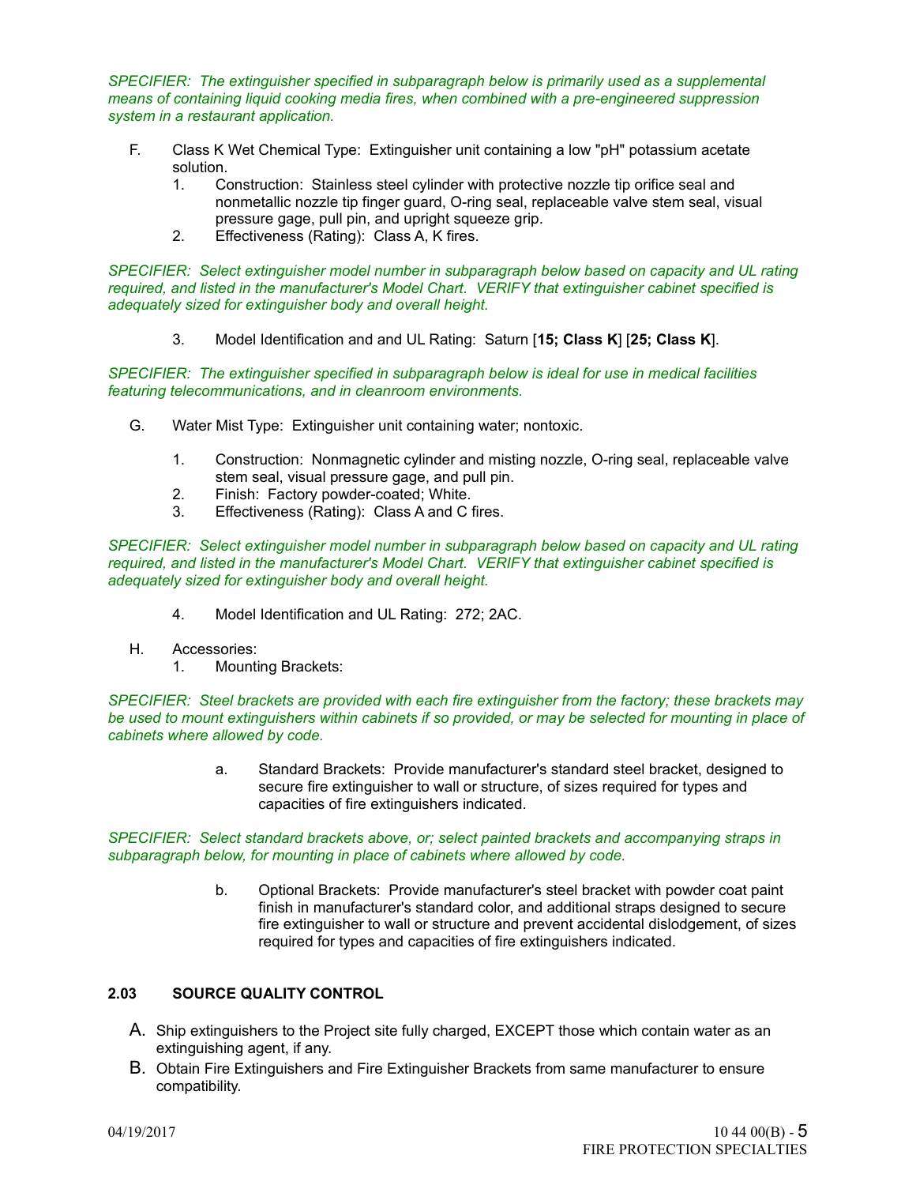*SPECIFIER: The extinguisher specified in subparagraph below is primarily used as a supplemental means of containing liquid cooking media fires, when combined with a pre-engineered suppression system in a restaurant application.*

F. Class K Wet Chemical Type: Extinguisher unit containing a low "pH" potassium acetate solution.
   1. Construction: Stainless steel cylinder with protective nozzle tip orifice seal and nonmetallic nozzle tip finger guard, O-ring seal, replaceable valve stem seal, visual pressure gage, pull pin, and upright squeeze grip.
   2. Effectiveness (Rating): Class A, K fires.

*SPECIFIER: Select extinguisher model number in subparagraph below based on capacity and UL rating required, and listed in the manufacturer's Model Chart. VERIFY that extinguisher cabinet specified is adequately sized for extinguisher body and overall height.*

   3. Model Identification and and UL Rating: Saturn [**15; Class K**] [**25; Class K**].

*SPECIFIER: The extinguisher specified in subparagraph below is ideal for use in medical facilities featuring telecommunications, and in cleanroom environments.*

G. Water Mist Type: Extinguisher unit containing water; nontoxic.

   1. Construction: Nonmagnetic cylinder and misting nozzle, O-ring seal, replaceable valve stem seal, visual pressure gage, and pull pin.
   2. Finish: Factory powder-coated; White.
   3. Effectiveness (Rating): Class A and C fires.

*SPECIFIER: Select extinguisher model number in subparagraph below based on capacity and UL rating required, and listed in the manufacturer's Model Chart. VERIFY that extinguisher cabinet specified is adequately sized for extinguisher body and overall height.*

   4. Model Identification and UL Rating: 272; 2AC.

H. Accessories:
   1. Mounting Brackets:

*SPECIFIER: Steel brackets are provided with each fire extinguisher from the factory; these brackets may be used to mount extinguishers within cabinets if so provided, or may be selected for mounting in place of cabinets where allowed by code.*

      a. Standard Brackets: Provide manufacturer's standard steel bracket, designed to secure fire extinguisher to wall or structure, of sizes required for types and capacities of fire extinguishers indicated.

*SPECIFIER: Select standard brackets above, or; select painted brackets and accompanying straps in subparagraph below, for mounting in place of cabinets where allowed by code.*

      b. Optional Brackets: Provide manufacturer's steel bracket with powder coat paint finish in manufacturer's standard color, and additional straps designed to secure fire extinguisher to wall or structure and prevent accidental dislodgement, of sizes required for types and capacities of fire extinguishers indicated.

### 2.03 SOURCE QUALITY CONTROL

A. Ship extinguishers to the Project site fully charged, EXCEPT those which contain water as an extinguishing agent, if any.

B. Obtain Fire Extinguishers and Fire Extinguisher Brackets from same manufacturer to ensure compatibility.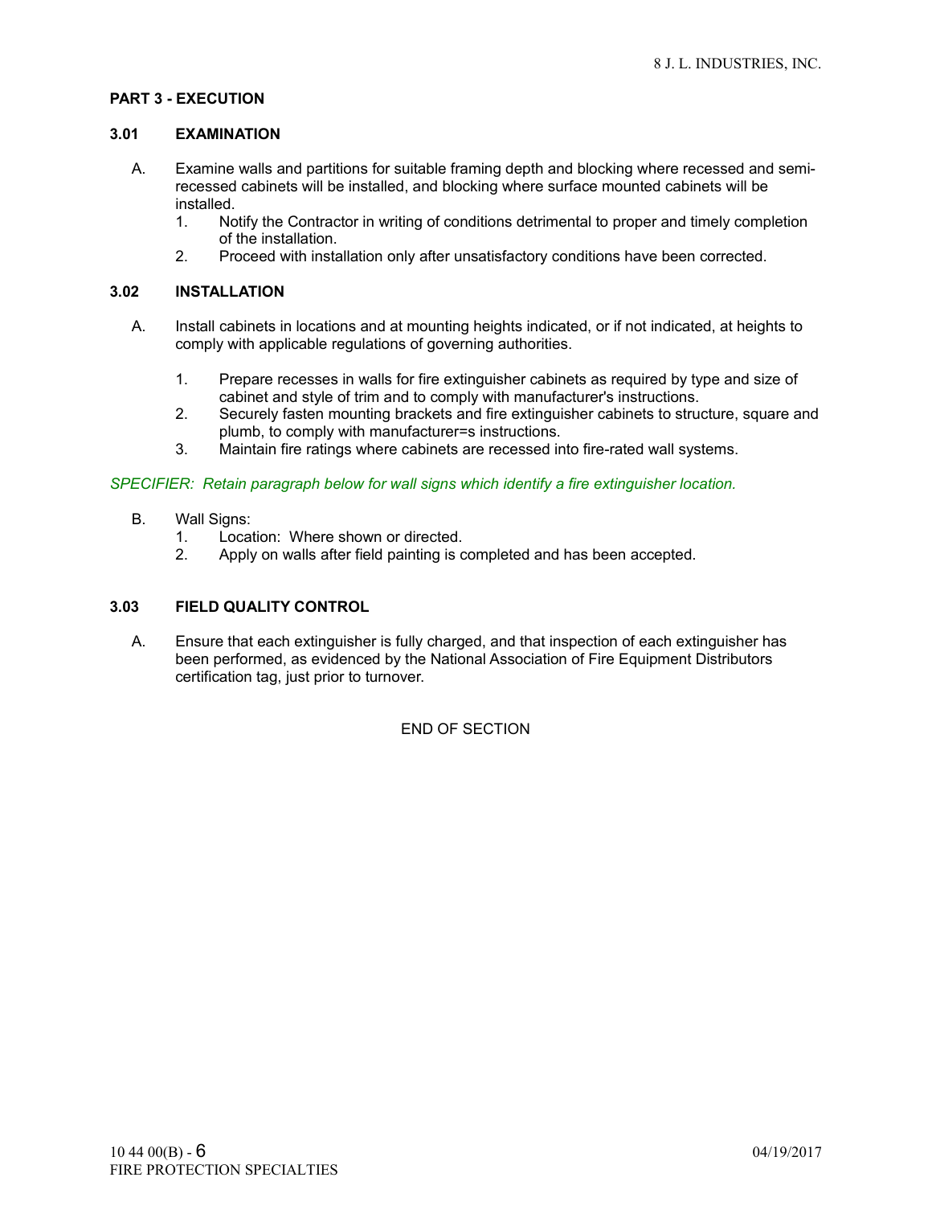## PART 3 - EXECUTION

### 3.01 EXAMINATION

A. Examine walls and partitions for suitable framing depth and blocking where recessed and semi-recessed cabinets will be installed, and blocking where surface mounted cabinets will be installed.
   1. Notify the Contractor in writing of conditions detrimental to proper and timely completion of the installation.
   2. Proceed with installation only after unsatisfactory conditions have been corrected.

### 3.02 INSTALLATION

A. Install cabinets in locations and at mounting heights indicated, or if not indicated, at heights to comply with applicable regulations of governing authorities.

   1. Prepare recesses in walls for fire extinguisher cabinets as required by type and size of cabinet and style of trim and to comply with manufacturer's instructions.
   2. Securely fasten mounting brackets and fire extinguisher cabinets to structure, square and plumb, to comply with manufacturer=s instructions.
   3. Maintain fire ratings where cabinets are recessed into fire-rated wall systems.

*SPECIFIER: Retain paragraph below for wall signs which identify a fire extinguisher location.*

B. Wall Signs:
   1. Location: Where shown or directed.
   2. Apply on walls after field painting is completed and has been accepted.

### 3.03 FIELD QUALITY CONTROL

A. Ensure that each extinguisher is fully charged, and that inspection of each extinguisher has been performed, as evidenced by the National Association of Fire Equipment Distributors certification tag, just prior to turnover.

END OF SECTION